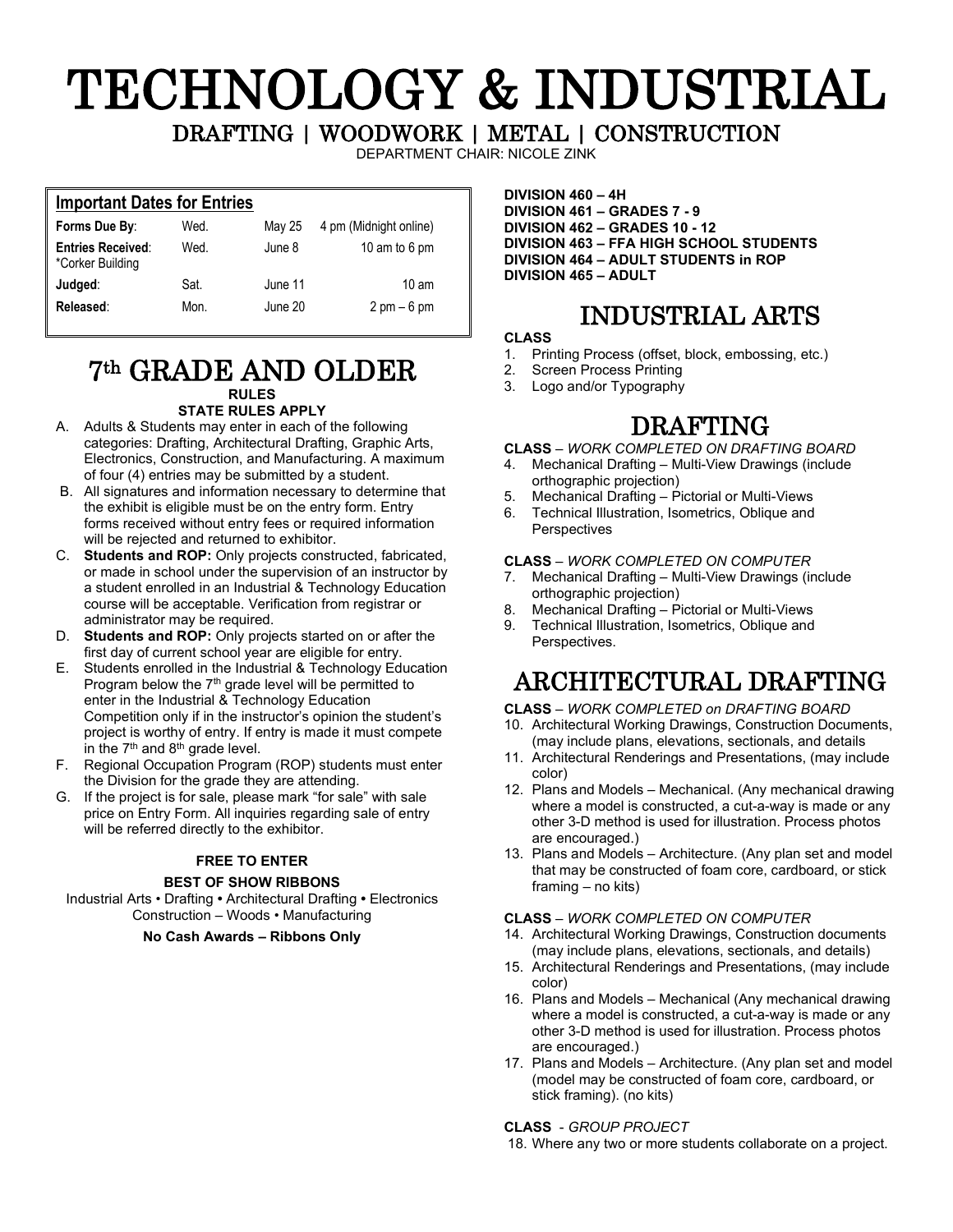# TECHNOLOGY & INDUSTRIAL

## DRAFTING | WOODWORK | METAL | CONSTRUCTION

DEPARTMENT CHAIR: NICOLE ZINK

**Important Dates for Entries**

| | | | |
|---|---|---|---|
| **Forms Due By**: | Wed. | May 25 | 4 pm (Midnight online) |
| **Entries Received**: *Corker Building | Wed. | June 8 | 10 am to 6 pm |
| **Judged**: | Sat. | June 11 | 10 am |
| **Released**: | Mon. | June 20 | 2 pm – 6 pm |

## 7th GRADE AND OLDER

**RULES**

**STATE RULES APPLY**

A. Adults & Students may enter in each of the following categories: Drafting, Architectural Drafting, Graphic Arts, Electronics, Construction, and Manufacturing. A maximum of four (4) entries may be submitted by a student.

B. All signatures and information necessary to determine that the exhibit is eligible must be on the entry form. Entry forms received without entry fees or required information will be rejected and returned to exhibitor.

C. **Students and ROP:** Only projects constructed, fabricated, or made in school under the supervision of an instructor by a student enrolled in an Industrial & Technology Education course will be acceptable. Verification from registrar or administrator may be required.

D. **Students and ROP:** Only projects started on or after the first day of current school year are eligible for entry.

E. Students enrolled in the Industrial & Technology Education Program below the 7th grade level will be permitted to enter in the Industrial & Technology Education Competition only if in the instructor's opinion the student's project is worthy of entry. If entry is made it must compete in the 7th and 8th grade level.

F. Regional Occupation Program (ROP) students must enter the Division for the grade they are attending.

G. If the project is for sale, please mark "for sale" with sale price on Entry Form. All inquiries regarding sale of entry will be referred directly to the exhibitor.

**FREE TO ENTER**

**BEST OF SHOW RIBBONS**

Industrial Arts • Drafting • Architectural Drafting • Electronics Construction – Woods • Manufacturing

**No Cash Awards – Ribbons Only**

**DIVISION 460 – 4H**
**DIVISION 461 – GRADES 7 - 9**
**DIVISION 462 – GRADES 10 - 12**
**DIVISION 463 – FFA HIGH SCHOOL STUDENTS**
**DIVISION 464 – ADULT STUDENTS in ROP**
**DIVISION 465 – ADULT**

## INDUSTRIAL ARTS

**CLASS**

1. Printing Process (offset, block, embossing, etc.)
2. Screen Process Printing
3. Logo and/or Typography

## DRAFTING

**CLASS** – *WORK COMPLETED ON DRAFTING BOARD*

4. Mechanical Drafting – Multi-View Drawings (include orthographic projection)
5. Mechanical Drafting – Pictorial or Multi-Views
6. Technical Illustration, Isometrics, Oblique and Perspectives

**CLASS** – *WORK COMPLETED ON COMPUTER*

7. Mechanical Drafting – Multi-View Drawings (include orthographic projection)
8. Mechanical Drafting – Pictorial or Multi-Views
9. Technical Illustration, Isometrics, Oblique and Perspectives.

## ARCHITECTURAL DRAFTING

**CLASS** – *WORK COMPLETED on DRAFTING BOARD*

10. Architectural Working Drawings, Construction Documents, (may include plans, elevations, sectionals, and details
11. Architectural Renderings and Presentations, (may include color)
12. Plans and Models – Mechanical. (Any mechanical drawing where a model is constructed, a cut-a-way is made or any other 3-D method is used for illustration. Process photos are encouraged.)
13. Plans and Models – Architecture. (Any plan set and model that may be constructed of foam core, cardboard, or stick framing – no kits)

**CLASS** – *WORK COMPLETED ON COMPUTER*

14. Architectural Working Drawings, Construction documents (may include plans, elevations, sectionals, and details)
15. Architectural Renderings and Presentations, (may include color)
16. Plans and Models – Mechanical (Any mechanical drawing where a model is constructed, a cut-a-way is made or any other 3-D method is used for illustration. Process photos are encouraged.)
17. Plans and Models – Architecture. (Any plan set and model (model may be constructed of foam core, cardboard, or stick framing). (no kits)

**CLASS** - *GROUP PROJECT*

18. Where any two or more students collaborate on a project.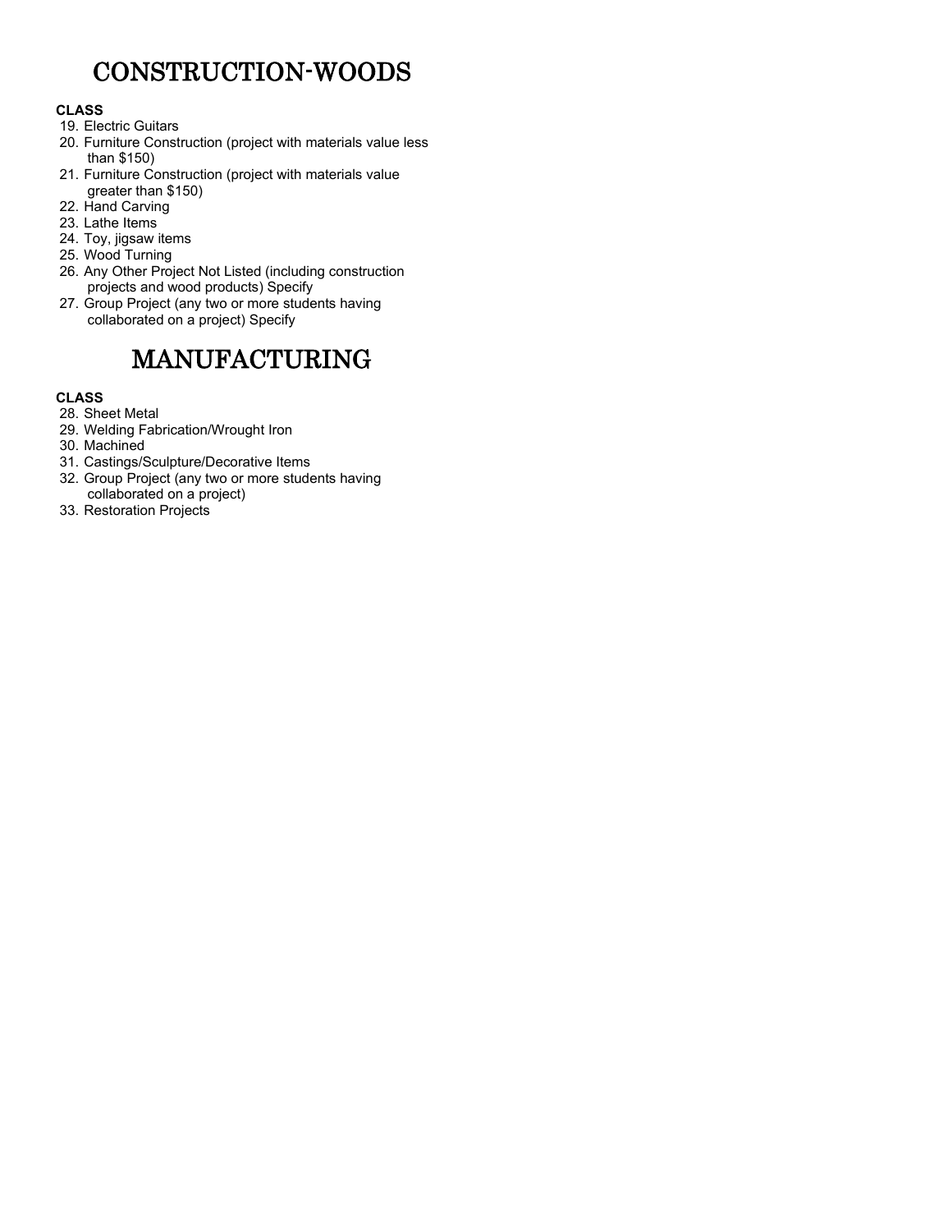# CONSTRUCTION-WOODS

**CLASS**

19. Electric Guitars
20. Furniture Construction (project with materials value less than $150)
21. Furniture Construction (project with materials value greater than $150)
22. Hand Carving
23. Lathe Items
24. Toy, jigsaw items
25. Wood Turning
26. Any Other Project Not Listed (including construction projects and wood products) Specify
27. Group Project (any two or more students having collaborated on a project) Specify

# MANUFACTURING

**CLASS**

28. Sheet Metal
29. Welding Fabrication/Wrought Iron
30. Machined
31. Castings/Sculpture/Decorative Items
32. Group Project (any two or more students having collaborated on a project)
33. Restoration Projects